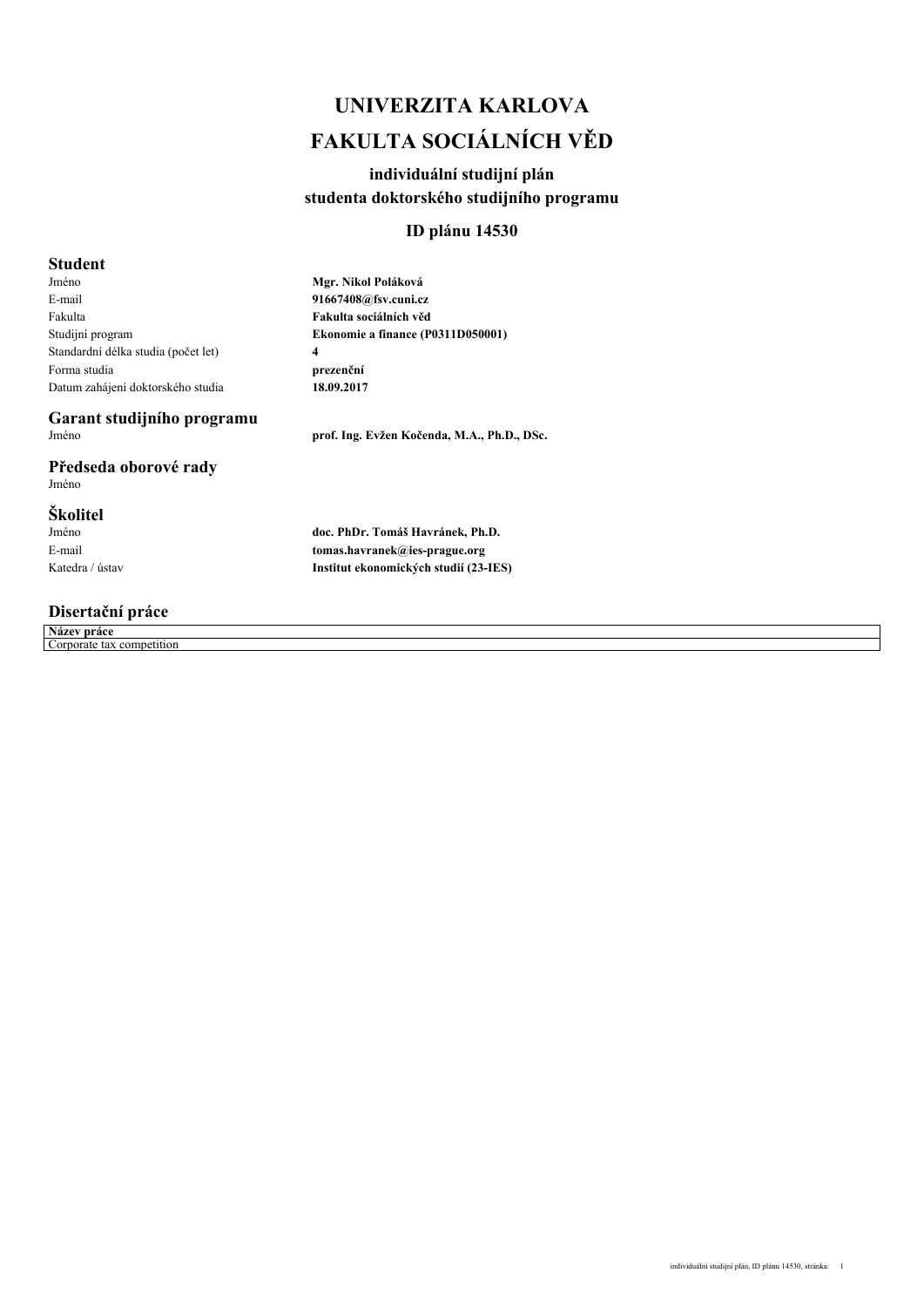# UNIVERZITA KARLOVA

# FAKULTA SOCIÁLNÍCH VĚD

### individuální studijní plán
### studenta doktorského studijního programu

### ID plánu 14530

## Student

| | |
|---|---|
| Jméno | **Mgr. Nikol Poláková** |
| E-mail | **91667408@fsv.cuni.cz** |
| Fakulta | **Fakulta sociálních věd** |
| Studijní program | **Ekonomie a finance (P0311D050001)** |
| Standardní délka studia (počet let) | **4** |
| Forma studia | **prezenční** |
| Datum zahájení doktorského studia | **18.09.2017** |

## Garant studijního programu

| | |
|---|---|
| Jméno | **prof. Ing. Evžen Kočenda, M.A., Ph.D., DSc.** |

## Předseda oborové rady

| | |
|---|---|
| Jméno | |

## Školitel

| | |
|---|---|
| Jméno | **doc. PhDr. Tomáš Havránek, Ph.D.** |
| E-mail | **tomas.havranek@ies-prague.org** |
| Katedra / ústav | **Institut ekonomických studií (23-IES)** |

## Disertační práce

| **Název práce** |
|---|
| Corporate tax competition |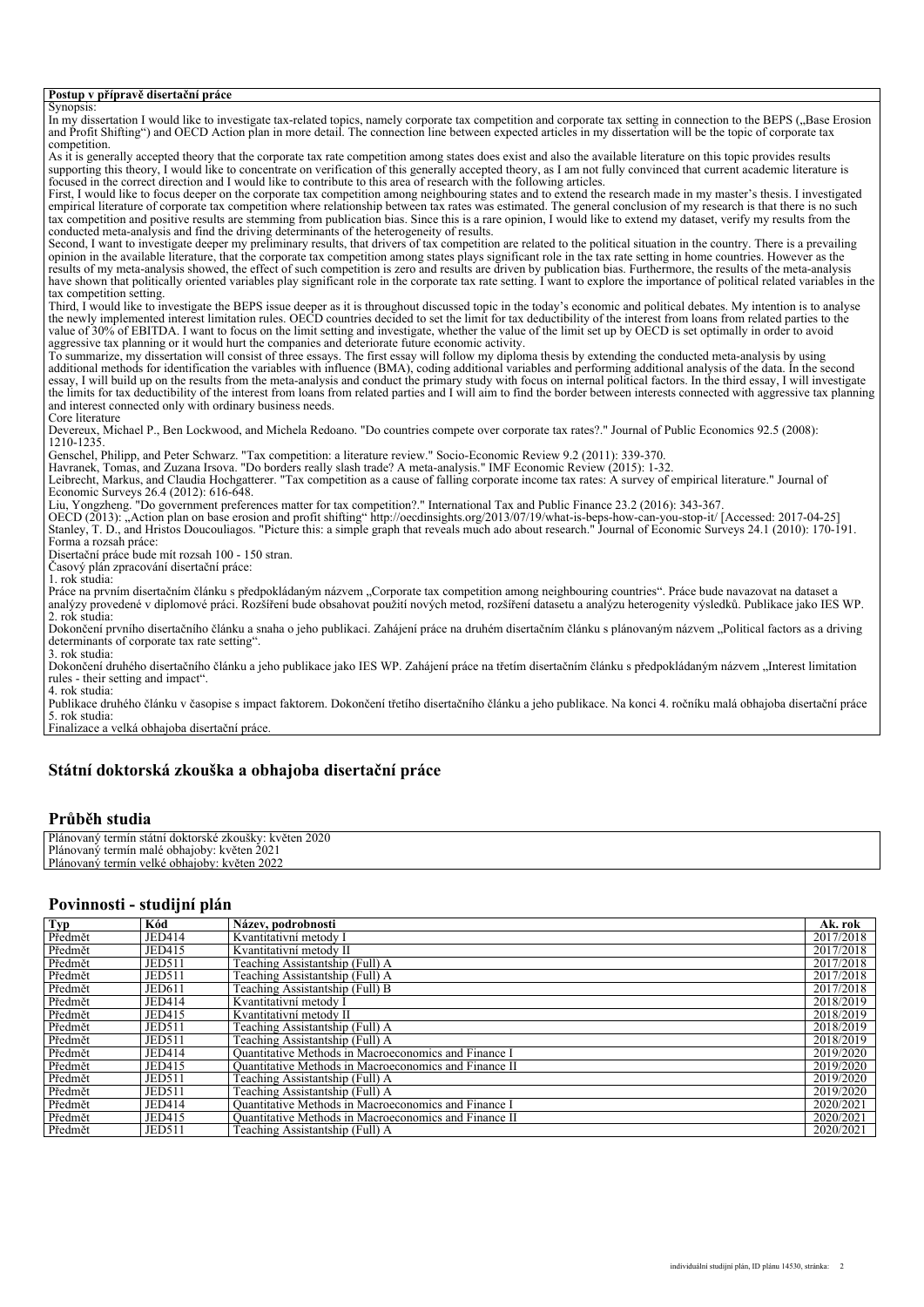**Postup v přípravě disertační práce**

Synopsis:

In my dissertation I would like to investigate tax-related topics, namely corporate tax competition and corporate tax setting in connection to the BEPS („Base Erosion and Profit Shifting") and OECD Action plan in more detail. The connection line between expected articles in my dissertation will be the topic of corporate tax competition.

As it is generally accepted theory that the corporate tax rate competition among states does exist and also the available literature on this topic provides results supporting this theory, I would like to concentrate on verification of this generally accepted theory, as I am not fully convinced that current academic literature is focused in the correct direction and I would like to contribute to this area of research with the following articles.

First, I would like to focus deeper on the corporate tax competition among neighbouring states and to extend the research made in my master's thesis. I investigated empirical literature of corporate tax competition where relationship between tax rates was estimated. The general conclusion of my research is that there is no such tax competition and positive results are stemming from publication bias. Since this is a rare opinion, I would like to extend my dataset, verify my results from the conducted meta-analysis and find the driving determinants of the heterogeneity of results.

Second, I want to investigate deeper my preliminary results, that drivers of tax competition are related to the political situation in the country. There is a prevailing opinion in the available literature, that the corporate tax competition among states plays significant role in the tax rate setting in home countries. However as the results of my meta-analysis showed, the effect of such competition is zero and results are driven by publication bias. Furthermore, the results of the meta-analysis have shown that politically oriented variables play significant role in the corporate tax rate setting. I want to explore the importance of political related variables in the tax competition setting.

Third, I would like to investigate the BEPS issue deeper as it is throughout discussed topic in the today's economic and political debates. My intention is to analyse the newly implemented interest limitation rules. OECD countries decided to set the limit for tax deductibility of the interest from loans from related parties to the value of 30% of EBITDA. I want to focus on the limit setting and investigate, whether the value of the limit set up by OECD is set optimally in order to avoid aggressive tax planning or it would hurt the companies and deteriorate future economic activity.

To summarize, my dissertation will consist of three essays. The first essay will follow my diploma thesis by extending the conducted meta-analysis by using additional methods for identification the variables with influence (BMA), coding additional variables and performing additional analysis of the data. In the second essay, I will build up on the results from the meta-analysis and conduct the primary study with focus on internal political factors. In the third essay, I will investigate the limits for tax deductibility of the interest from loans from related parties and I will aim to find the border between interests connected with aggressive tax planning and interest connected only with ordinary business needs.

Core literature

Devereux, Michael P., Ben Lockwood, and Michela Redoano. "Do countries compete over corporate tax rates?." Journal of Public Economics 92.5 (2008): 1210-1235.

Genschel, Philipp, and Peter Schwarz. "Tax competition: a literature review." Socio-Economic Review 9.2 (2011): 339-370.

Havranek, Tomas, and Zuzana Irsova. "Do borders really slash trade? A meta-analysis." IMF Economic Review (2015): 1-32.

Leibrecht, Markus, and Claudia Hochgatterer. "Tax competition as a cause of falling corporate income tax rates: A survey of empirical literature." Journal of Economic Surveys 26.4 (2012): 616-648.

Liu, Yongzheng. "Do government preferences matter for tax competition?." International Tax and Public Finance 23.2 (2016): 343-367.

OECD (2013): „Action plan on base erosion and profit shifting" http://oecdinsights.org/2013/07/19/what-is-beps-how-can-you-stop-it/ [Accessed: 2017-04-25]

Stanley, T. D., and Hristos Doucouliagos. "Picture this: a simple graph that reveals much ado about research." Journal of Economic Surveys 24.1 (2010): 170-191.

Forma a rozsah práce:

Disertační práce bude mít rozsah 100 - 150 stran.

Časový plán zpracování disertační práce:

1. rok studia:

Práce na prvním disertačním článku s předpokládaným názvem „Corporate tax competition among neighbouring countries". Práce bude navazovat na dataset a analýzy provedené v diplomové práci. Rozšíření bude obsahovat použití nových metod, rozšíření datasetu a analýzu heterogenity výsledků. Publikace jako IES WP.

2. rok studia:

Dokončení prvního disertačního článku a snaha o jeho publikaci. Zahájení práce na druhém disertačním článku s planovaným názvem „Political factors as a driving determinants of corporate tax rate setting".

3. rok studia:

Dokončení druhého disertačního článku a jeho publikace jako IES WP. Zahájení práce na třetím disertačním článku s předpokládaným názvem „Interest limitation rules - their setting and impact".

4. rok studia:

Publikace druhého článku v časopise s impact faktorem. Dokončení třetího disertačního článku a jeho publikace. Na konci 4. ročníku malá obhajoba disertační práce

5. rok studia:

Finalizace a velká obhajoba disertační práce.

## Státní doktorská zkouška a obhajoba disertační práce

### Průběh studia

Plánovaný termín státní doktorské zkoušky: květen 2020
Plánovaný termín malé obhajoby: květen 2021
Plánovaný termín velké obhajoby: květen 2022

### Povinnosti - studijní plán

| Typ | Kód | Název, podrobnosti | Ak. rok |
|---|---|---|---|
| Předmět | JED414 | Kvantitativní metody I | 2017/2018 |
| Předmět | JED415 | Kvantitativní metody II | 2017/2018 |
| Předmět | JED511 | Teaching Assistantship (Full) A | 2017/2018 |
| Předmět | JED511 | Teaching Assistantship (Full) A | 2017/2018 |
| Předmět | JED611 | Teaching Assistantship (Full) B | 2017/2018 |
| Předmět | JED414 | Kvantitativní metody I | 2018/2019 |
| Předmět | JED415 | Kvantitativní metody II | 2018/2019 |
| Předmět | JED511 | Teaching Assistantship (Full) A | 2018/2019 |
| Předmět | JED511 | Teaching Assistantship (Full) A | 2018/2019 |
| Předmět | JED414 | Quantitative Methods in Macroeconomics and Finance I | 2019/2020 |
| Předmět | JED415 | Quantitative Methods in Macroeconomics and Finance II | 2019/2020 |
| Předmět | JED511 | Teaching Assistantship (Full) A | 2019/2020 |
| Předmět | JED511 | Teaching Assistantship (Full) A | 2019/2020 |
| Předmět | JED414 | Quantitative Methods in Macroeconomics and Finance I | 2020/2021 |
| Předmět | JED415 | Quantitative Methods in Macroeconomics and Finance II | 2020/2021 |
| Předmět | JED511 | Teaching Assistantship (Full) A | 2020/2021 |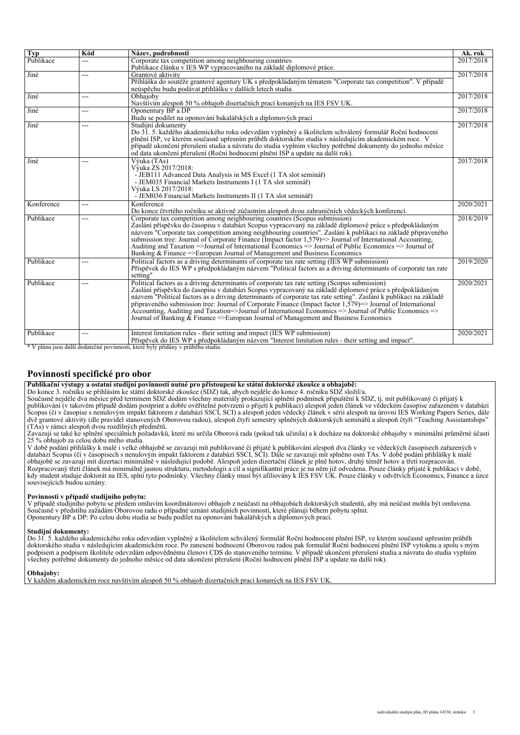| Typ | Kód | Název, podrobnosti | Ak. rok |
|---|---|---|---|
| Publikace | --- | Corporate tax competition among neighbouring countries<br>Publikace článku v IES WP vypracovaného na základě diplomové práce. | 2017/2018 |
| Jiné | --- | Grantové aktivity<br>Přihláška do soutěže grantové agentury UK s předpokládaným tématem "Corporate tax competition". V případě neúspěchu budu podávat přihlášku v dalších letech studia. | 2017/2018 |
| Jiné | --- | Obhajoby<br>Navštívím alespoň 50 % obhajob disertačních prací konaných na IES FSV UK. | 2017/2018 |
| Jiné | --- | Oponentury BP a DP<br>Budu se podílet na oponování bakalářských a diplomových prací | 2017/2018 |
| Jiné | --- | Studijní dokumenty<br>Do 31. 5. každého akademického roku odevzdám vyplněný a školitelem schválený formulář Roční hodnocení plnění ISP, ve kterém současně upřesním průběh doktorského studia v následujícím akademickém roce. V případě ukončení přerušení studia a návratu do studia vyplním všechny potřebné dokumenty do jednoho měsíce od data ukončení přerušení (Roční hodnocení plnění ISP a update na další rok). | 2017/2018 |
| Jiné | --- | Výuka (TAs)<br>Výuka ZS 2017/2018:<br>- JEB111 Advanced Data Analysis in MS Excel (1 TA slot seminář)<br>- JEM035 Financial Markets Instruments I (1 TA slot seminář)<br>Výuka LS 2017/2018:<br>- JEM036 Financial Markets Instruments II (1 TA slot seminář) | 2017/2018 |
| Konference | --- | Konference<br>Do konce čtvrtého ročníku se aktivně zúčastním alespoň dvou zahraničních vědeckých konferencí. | 2020/2021 |
| Publikace | --- | Corporate tax competition among neighbouring countries (Scopus submission)<br>Zaslání příspěvku do časopisu v databázi Scopus vypracovaný na základě diplomové práce s předpokládaným názvem "Corporate tax competition among neighbouring countries". Zaslání k publikaci na základě připraveného submission tree: Journal of Corporate Finance (Impact factor 1,579)=> Journal of International Accounting, Auditing and Taxation =>Journal of International Economics => Journal of Public Economics => Journal of Banking & Finance =>European Journal of Management and Business Economics | 2018/2019 |
| Publikace | --- | Political factors as a driving determinants of corporate tax rate setting (IES WP submission)<br>Příspěvek do IES WP s předpokládaným názvem "Political factors as a driving determinants of corporate tax rate setting" | 2019/2020 |
| Publikace | --- | Political factors as a driving determinants of corporate tax rate setting (Scopus submission)<br>Zaslání příspěvku do časopisu v databázi Scopus vypracovaný na základě diplomové práce s předpokládaným názvem "Political factors as a driving determinants of corporate tax rate setting". Zaslání k publikaci na základě připraveného submission tree: Journal of Corporate Finance (Impact factor 1,579)=> Journal of International Accounting, Auditing and Taxation=>Journal of International Economics => Journal of Public Economics => Journal of Banking & Finance =>European Journal of Management and Business Economics | 2020/2021 |
| Publikace | --- | Interest limitation rules - their setting and impact (IES WP submission)<br>Příspěvek do IES WP s předpokládaným názvem "Interest limitation rules - their setting and impact". | 2020/2021 |

* V plánu jsou další dodatečné povinnosti, které byly přidány v průběhu studia.

## Povinnosti specifické pro obor

**Publikační výstupy a ostatní studijní povinnosti nutné pro přistoupení ke státní doktorské zkoušce a obhajobě:**

Do konce 3. ročníku se přihlásím ke státní doktorské zkoušce (SDZ) tak, abych nejdéle do konce 4. ročníku SDZ složil/a.
Současně nejdéle dva měsíce před termínem SDZ dodám všechny materiály prokazující splnění podmínek připuštění k SDZ, tj. mít publikovaný či přijatý k publikování (v takovém případě dodám postprint a dobře ověřitelné potvrzení o přijetí k publikaci) alespoň jeden článek ve vědeckém časopise zařazeném v databázi Scopus (či v časopise s nenulovým impakt faktorem z databází SSCI, SCI) a alespoň jeden vědecký článek v sérii alespoň na úrovni IES Working Papers Series, dále dvě grantové aktivity (dle pravidel stanovených Oborovou radou), alespoň čtyři semestry splněných doktorských seminářů a alespoň čtyři "Teaching Assistantships" (TAs) v rámci alespoň dvou rozdílných předmětů.
Zavazuji se také ke splnění speciálních požadavků, které mi určila Oborová rada (pokud tak učinila) a k docháze na doktorské obhajoby v minimální průměrné účasti 25 % obhajob za celou dobu mého studia.
V době podání přihlášky k malé i velké obhajobě se zavazuji mít publikované či přijaté k publikování alespoň dva články ve vědeckých časopisech zařazených v databázi Scopus (či v časopisech s nenulovým impakt faktorem z databází SSCI, SCI). Dále se zavazuji mít splněno osm TAs. V době podání přihlášky k malé obhajobě se zavazuji mít dizertaci minimálně v následující podobě. Alespoň jeden dizertační článek je plně hotov, druhý téměř hotov a třetí rozpracován. Rozpracovaný třetí článek má minimálně jasnou strukturu, metodologii a cíl a signifikantní práce je na něm již odvedena. Pouze články přijaté k publikaci v době, kdy student studuje doktorát na IES, splní tyto podmínky. Všechny články musí být afiliovány k IES FSV UK. Pouze články v odvětvích Economics, Finance a úzce souvisejících budou uznány.

**Povinnosti v případě studijního pobytu:**

V případě studijního pobytu se předem omluvím koordinátorovi obhajob z neúčasti na obhajobách doktorských studentů, aby má neúčast mohla být omluvena.
Současně v předstihu zažádám Oborovou radu o případné uznání studijních povinností, které plánuji během pobytu splnit.
Oponentury BP a DP: Po celou dobu studia se budu podílet na oponování bakalářských a diplomových prací.

**Studijní dokumenty:**

Do 31. 5. každého akademického roku odevzdám vyplněný a školitelem schválený formulář Roční hodnocení plnění ISP, ve kterém současně upřesním průběh doktorského studia v následujícím akademickém roce. Po zanesení hodnocení Oborovou radou pak formulář Roční hodnocení plnění ISP vytisknu a spolu s mým podpisem a podpisem školitele odevzdám odpovědnému členovi CDS do stanoveného termínu. V případě ukončení přerušení studia a návratu do studia vyplním všechny potřebné dokumenty do jednoho měsíce od data ukončení přerušení (Roční hodnocení plnění ISP a update na další rok).

**Obhajoby:**

V každém akademickém roce navštívím alespoň 50 % obhajob dizertačních prací konaných na IES FSV UK.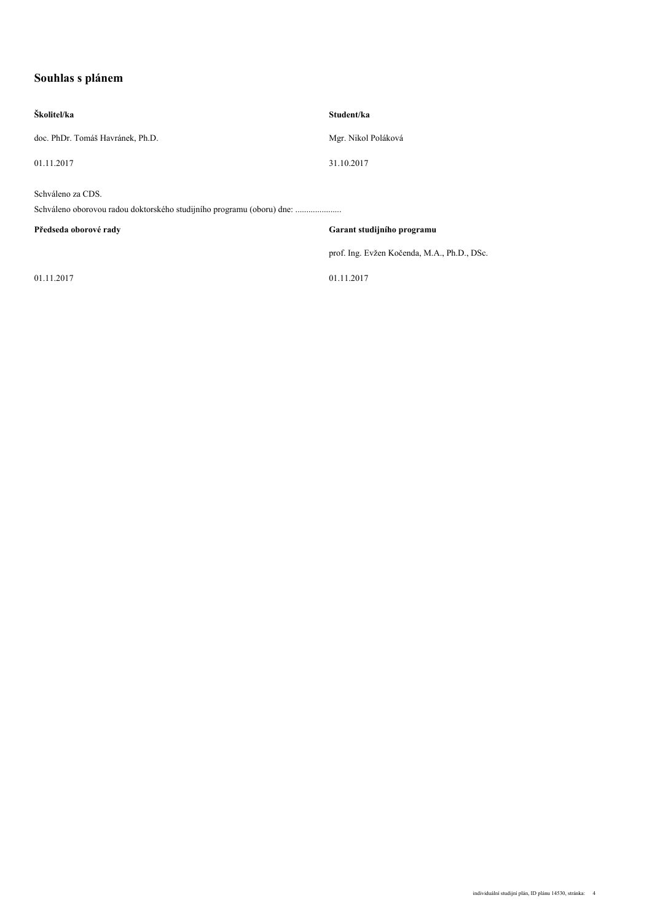## Souhlas s plánem

| | |
|---|---|
| **Školitel/ka** | **Student/ka** |
| doc. PhDr. Tomáš Havránek, Ph.D. | Mgr. Nikol Poláková |
| 01.11.2017 | 31.10.2017 |

Schváleno za CDS.

Schváleno oborovou radou doktorského studijního programu (oboru) dne: ....................

| | |
|---|---|
| **Předseda oborové rady** | **Garant studijního programu** |
| | prof. Ing. Evžen Kočenda, M.A., Ph.D., DSc. |
| 01.11.2017 | 01.11.2017 |